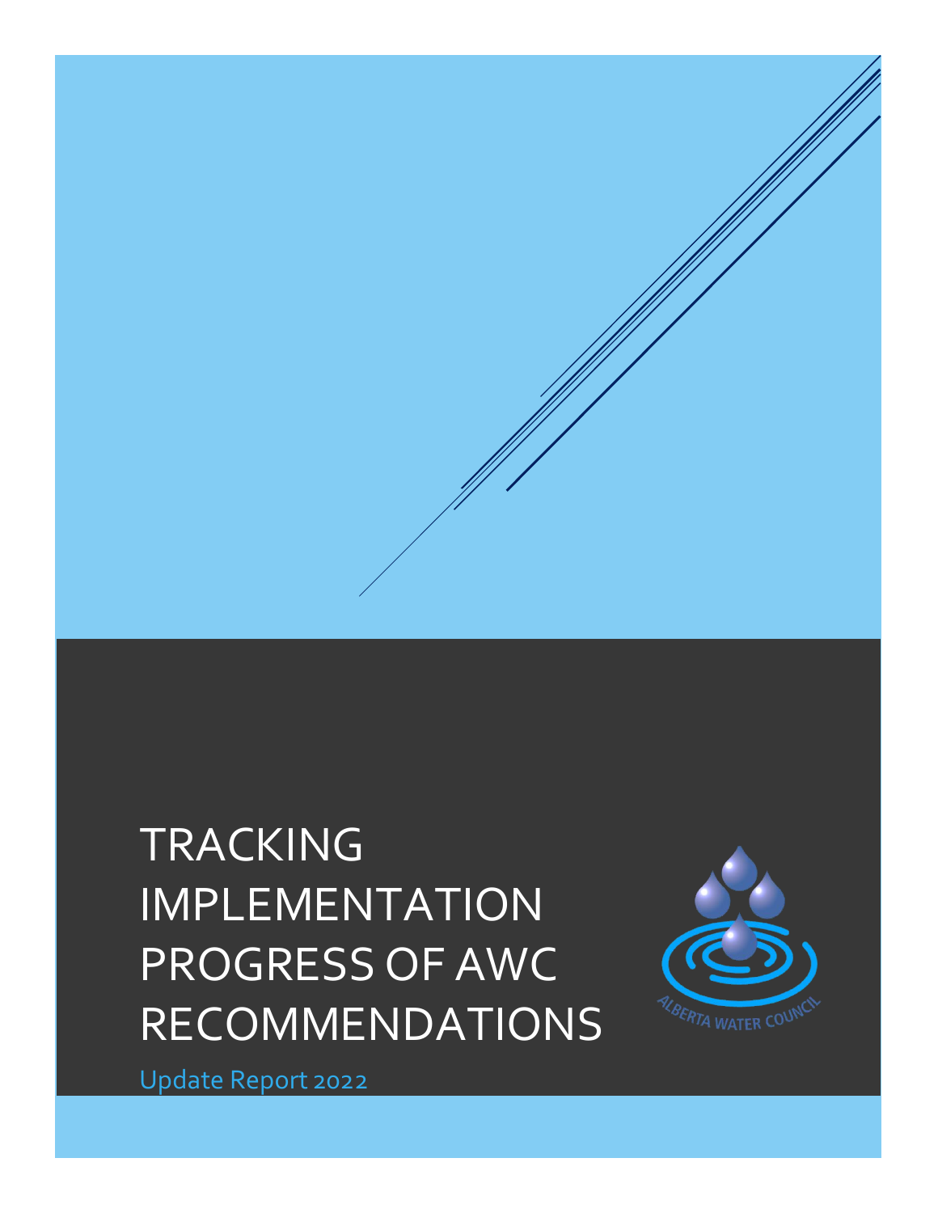# TRACKING IMPLEMENTATION PROGRESS OF AWC RECOMMENDATIONS

Update Report 2022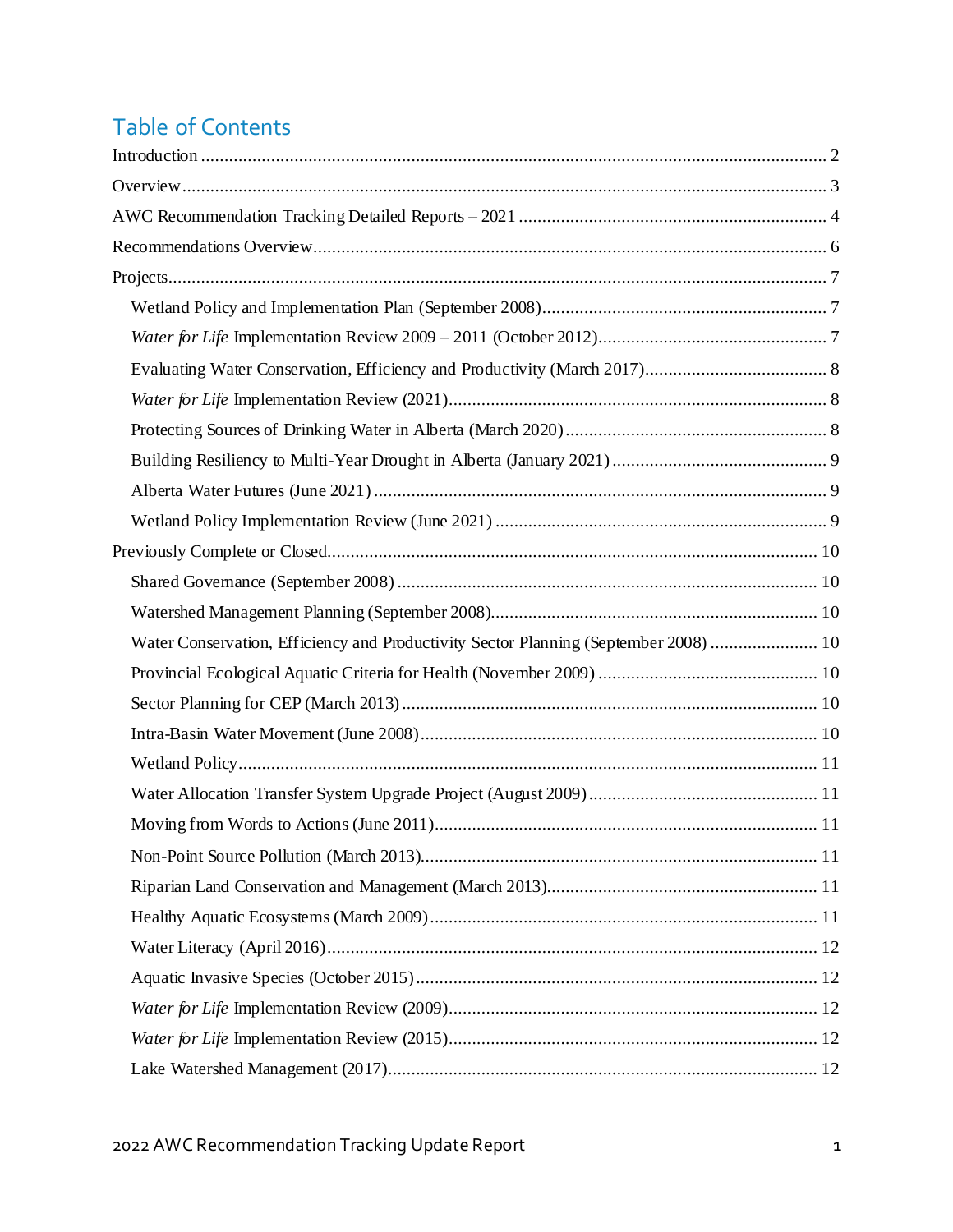## Table of Contents

Introduction ........................................................................................................................ 2

Overview.............................................................................................................................. 3

AWC Recommendation Tracking Detailed Reports – 2021 .................................................. 4

Recommendations Overview.............................................................................................. 6

Projects................................................................................................................................ 7

- Wetland Policy and Implementation Plan (September 2008)............................................. 7
- *Water for Life* Implementation Review 2009 – 2011 (October 2012).................................. 7
- Evaluating Water Conservation, Efficiency and Productivity (March 2017)....................... 8
- *Water for Life* Implementation Review (2021)................................................................. 8
- Protecting Sources of Drinking Water in Alberta (March 2020)........................................ 8
- Building Resiliency to Multi-Year Drought in Alberta (January 2021) .............................. 9
- Alberta Water Futures (June 2021) ................................................................................. 9
- Wetland Policy Implementation Review (June 2021) ....................................................... 9

Previously Complete or Closed......................................................................................... 10

- Shared Governance (September 2008) .......................................................................... 10
- Watershed Management Planning (September 2008)...................................................... 10
- Water Conservation, Efficiency and Productivity Sector Planning (September 2008) ....................... 10
- Provincial Ecological Aquatic Criteria for Health (November 2009) ................................ 10
- Sector Planning for CEP (March 2013) ......................................................................... 10
- Intra-Basin Water Movement (June 2008)..................................................................... 10
- Wetland Policy............................................................................................................. 11
- Water Allocation Transfer System Upgrade Project (August 2009) ................................. 11
- Moving from Words to Actions (June 2011).................................................................. 11
- Non-Point Source Pollution (March 2013)..................................................................... 11
- Riparian Land Conservation and Management (March 2013).......................................... 11
- Healthy Aquatic Ecosystems (March 2009)................................................................... 11
- Water Literacy (April 2016)......................................................................................... 12
- Aquatic Invasive Species (October 2015)...................................................................... 12
- *Water for Life* Implementation Review (2009)............................................................... 12
- *Water for Life* Implementation Review (2015)............................................................... 12
- Lake Watershed Management (2017)............................................................................ 12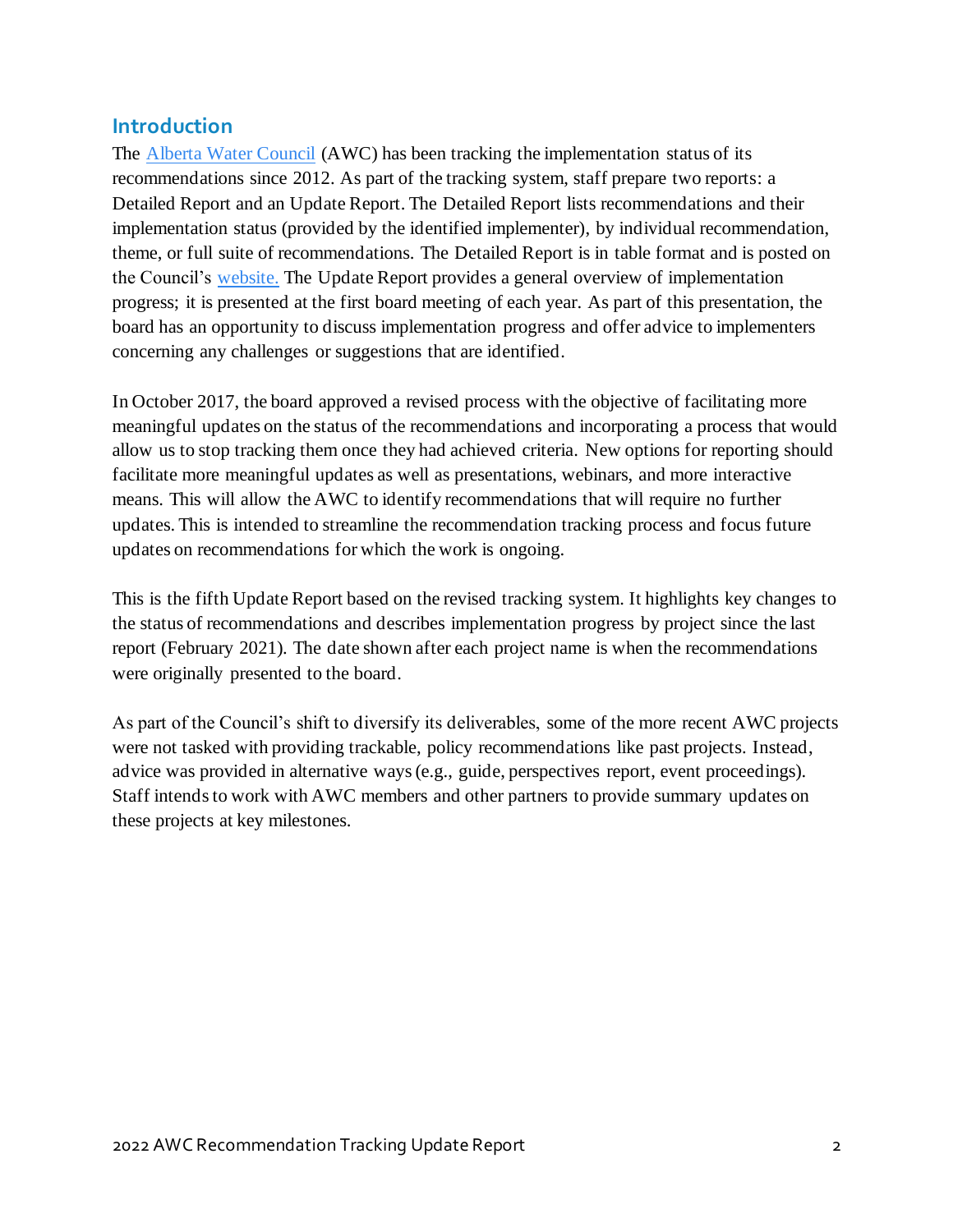## Introduction

The [Alberta Water Council](Alberta Water Council) (AWC) has been tracking the implementation status of its recommendations since 2012. As part of the tracking system, staff prepare two reports: a Detailed Report and an Update Report. The Detailed Report lists recommendations and their implementation status (provided by the identified implementer), by individual recommendation, theme, or full suite of recommendations. The Detailed Report is in table format and is posted on the Council's website. The Update Report provides a general overview of implementation progress; it is presented at the first board meeting of each year. As part of this presentation, the board has an opportunity to discuss implementation progress and offer advice to implementers concerning any challenges or suggestions that are identified.

In October 2017, the board approved a revised process with the objective of facilitating more meaningful updates on the status of the recommendations and incorporating a process that would allow us to stop tracking them once they had achieved criteria. New options for reporting should facilitate more meaningful updates as well as presentations, webinars, and more interactive means. This will allow the AWC to identify recommendations that will require no further updates. This is intended to streamline the recommendation tracking process and focus future updates on recommendations for which the work is ongoing.

This is the fifth Update Report based on the revised tracking system. It highlights key changes to the status of recommendations and describes implementation progress by project since the last report (February 2021). The date shown after each project name is when the recommendations were originally presented to the board.

As part of the Council's shift to diversify its deliverables, some of the more recent AWC projects were not tasked with providing trackable, policy recommendations like past projects. Instead, advice was provided in alternative ways (e.g., guide, perspectives report, event proceedings). Staff intends to work with AWC members and other partners to provide summary updates on these projects at key milestones.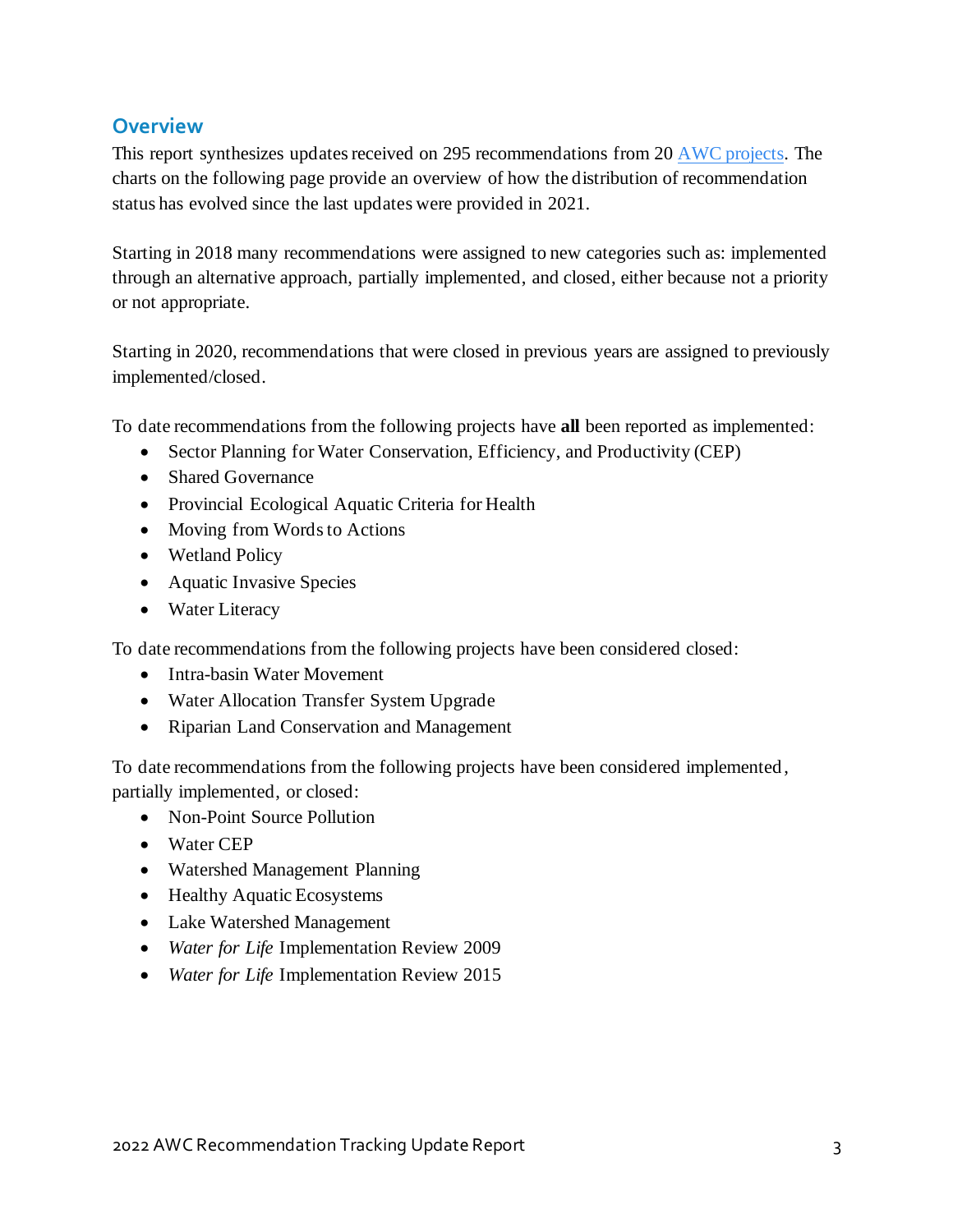## Overview

This report synthesizes updates received on 295 recommendations from 20 AWC projects. The charts on the following page provide an overview of how the distribution of recommendation status has evolved since the last updates were provided in 2021.

Starting in 2018 many recommendations were assigned to new categories such as: implemented through an alternative approach, partially implemented, and closed, either because not a priority or not appropriate.

Starting in 2020, recommendations that were closed in previous years are assigned to previously implemented/closed.

To date recommendations from the following projects have **all** been reported as implemented:

- Sector Planning for Water Conservation, Efficiency, and Productivity (CEP)
- Shared Governance
- Provincial Ecological Aquatic Criteria for Health
- Moving from Words to Actions
- Wetland Policy
- Aquatic Invasive Species
- Water Literacy

To date recommendations from the following projects have been considered closed:

- Intra-basin Water Movement
- Water Allocation Transfer System Upgrade
- Riparian Land Conservation and Management

To date recommendations from the following projects have been considered implemented, partially implemented, or closed:

- Non-Point Source Pollution
- Water CEP
- Watershed Management Planning
- Healthy Aquatic Ecosystems
- Lake Watershed Management
- *Water for Life* Implementation Review 2009
- *Water for Life* Implementation Review 2015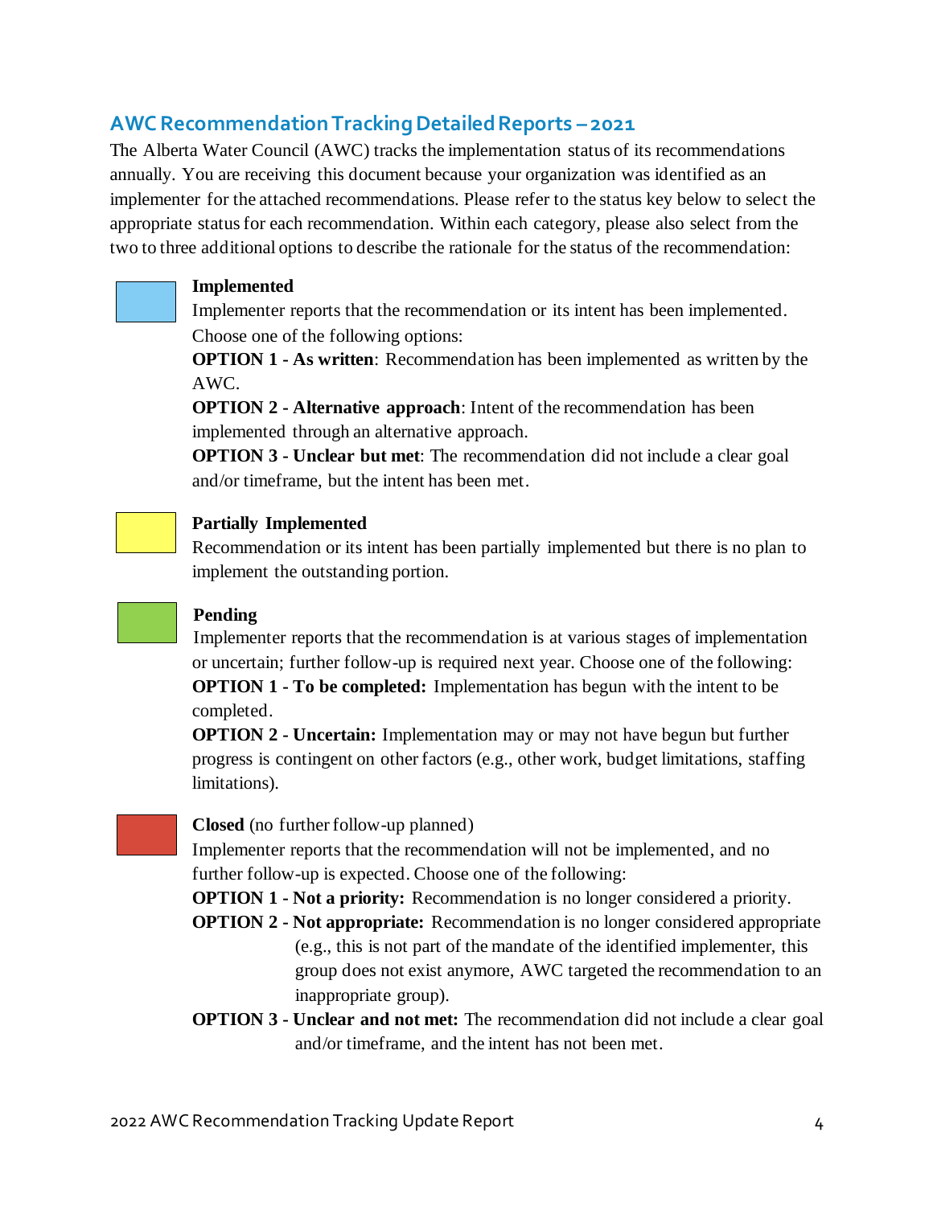## AWC Recommendation Tracking Detailed Reports – 2021

The Alberta Water Council (AWC) tracks the implementation status of its recommendations annually. You are receiving this document because your organization was identified as an implementer for the attached recommendations. Please refer to the status key below to select the appropriate status for each recommendation. Within each category, please also select from the two to three additional options to describe the rationale for the status of the recommendation:

**Implemented**

Implementer reports that the recommendation or its intent has been implemented. Choose one of the following options:

**OPTION 1 - As written**: Recommendation has been implemented as written by the AWC.

**OPTION 2 - Alternative approach**: Intent of the recommendation has been implemented through an alternative approach.

**OPTION 3 - Unclear but met**: The recommendation did not include a clear goal and/or timeframe, but the intent has been met.

**Partially Implemented**

Recommendation or its intent has been partially implemented but there is no plan to implement the outstanding portion.

**Pending**

Implementer reports that the recommendation is at various stages of implementation or uncertain; further follow-up is required next year. Choose one of the following:

**OPTION 1 - To be completed:** Implementation has begun with the intent to be completed.

**OPTION 2 - Uncertain:** Implementation may or may not have begun but further progress is contingent on other factors (e.g., other work, budget limitations, staffing limitations).

**Closed** (no further follow-up planned)

Implementer reports that the recommendation will not be implemented, and no further follow-up is expected. Choose one of the following:

**OPTION 1 - Not a priority:** Recommendation is no longer considered a priority.

**OPTION 2 - Not appropriate:** Recommendation is no longer considered appropriate (e.g., this is not part of the mandate of the identified implementer, this group does not exist anymore, AWC targeted the recommendation to an inappropriate group).

**OPTION 3 - Unclear and not met:** The recommendation did not include a clear goal and/or timeframe, and the intent has not been met.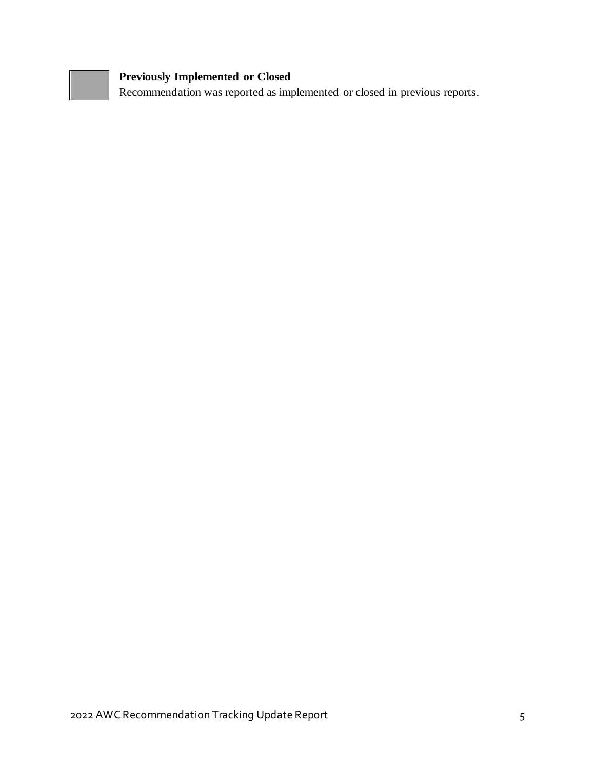**Previously Implemented or Closed**
Recommendation was reported as implemented or closed in previous reports.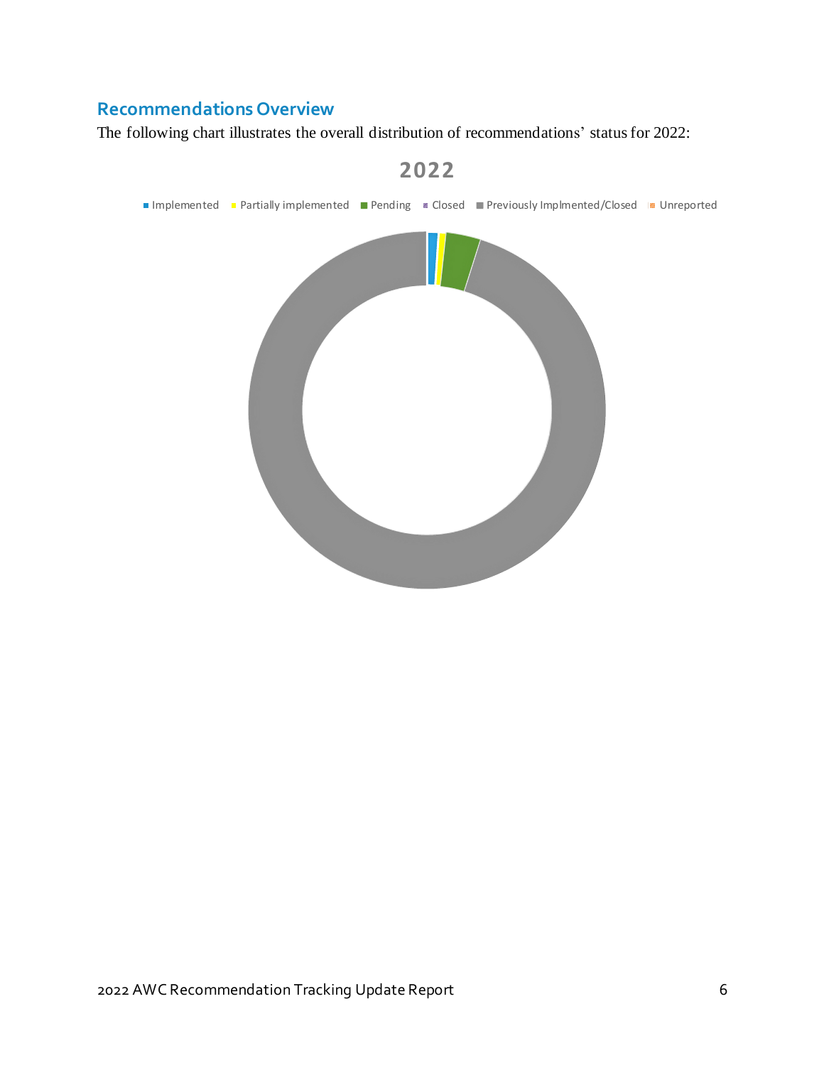## Recommendations Overview

The following chart illustrates the overall distribution of recommendations' status for 2022: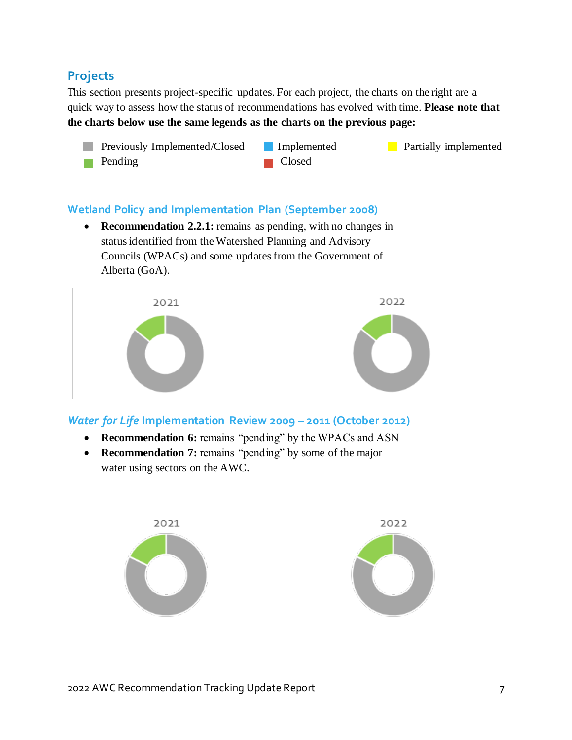## Projects

This section presents project-specific updates. For each project, the charts on the right are a quick way to assess how the status of recommendations has evolved with time. **Please note that the charts below use the same legends as the charts on the previous page:**

- Previously Implemented/Closed
- Implemented
- Partially implemented
- Pending
- Closed

### Wetland Policy and Implementation Plan (September 2008)

- **Recommendation 2.2.1:** remains as pending, with no changes in status identified from the Watershed Planning and Advisory Councils (WPACs) and some updates from the Government of Alberta (GoA).

2021

2022

### *Water for Life* Implementation Review 2009 – 2011 (October 2012)

- **Recommendation 6:** remains "pending" by the WPACs and ASN
- **Recommendation 7:** remains "pending" by some of the major water using sectors on the AWC.

2021

2022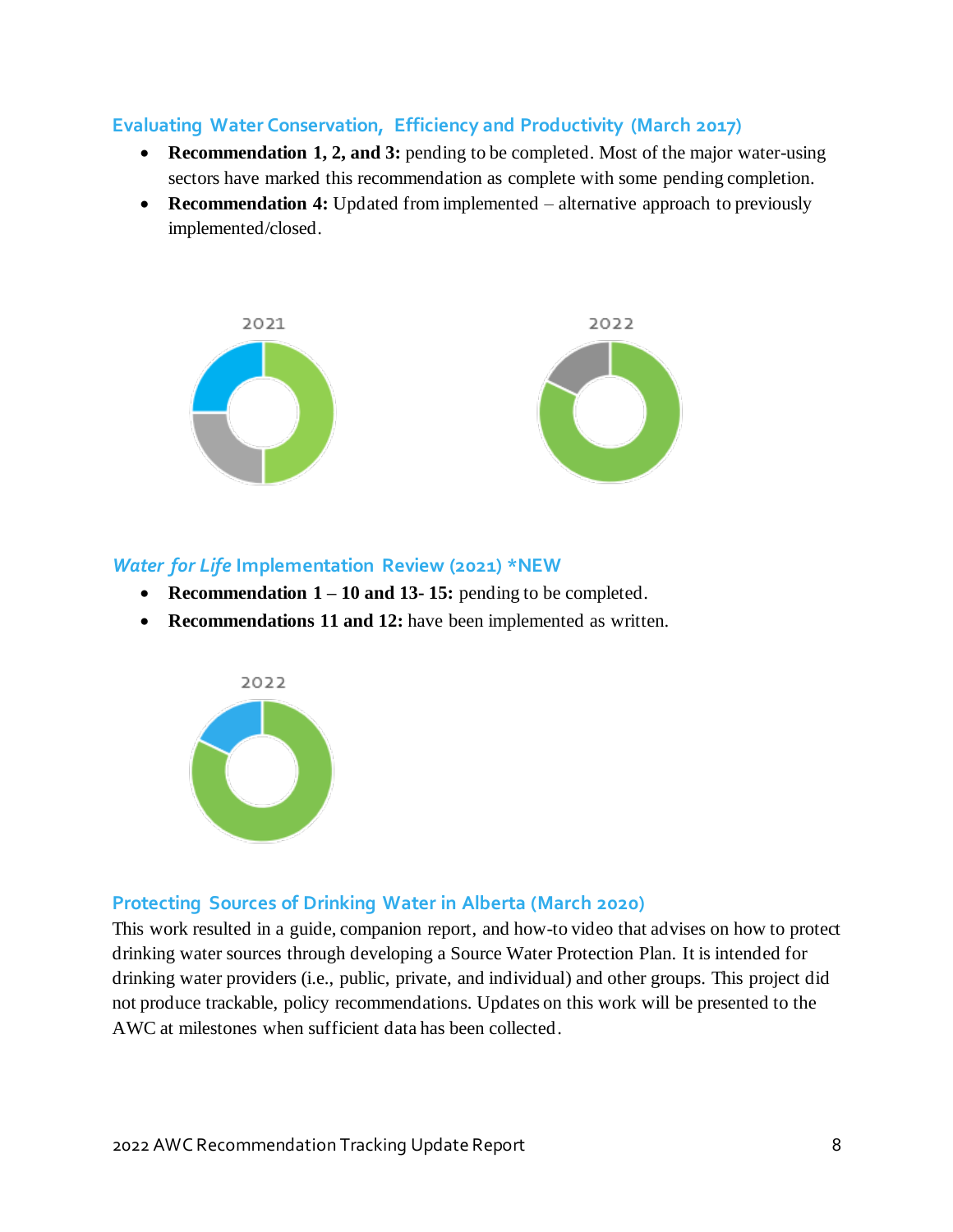### Evaluating Water Conservation, Efficiency and Productivity (March 2017)

- **Recommendation 1, 2, and 3:** pending to be completed. Most of the major water-using sectors have marked this recommendation as complete with some pending completion.
- **Recommendation 4:** Updated from implemented – alternative approach to previously implemented/closed.

2021

2022

### *Water for Life* Implementation Review (2021) *NEW

- **Recommendation 1 – 10 and 13- 15:** pending to be completed.
- **Recommendations 11 and 12:** have been implemented as written.

2022

### Protecting Sources of Drinking Water in Alberta (March 2020)

This work resulted in a guide, companion report, and how-to video that advises on how to protect drinking water sources through developing a Source Water Protection Plan. It is intended for drinking water providers (i.e., public, private, and individual) and other groups. This project did not produce trackable, policy recommendations. Updates on this work will be presented to the AWC at milestones when sufficient data has been collected.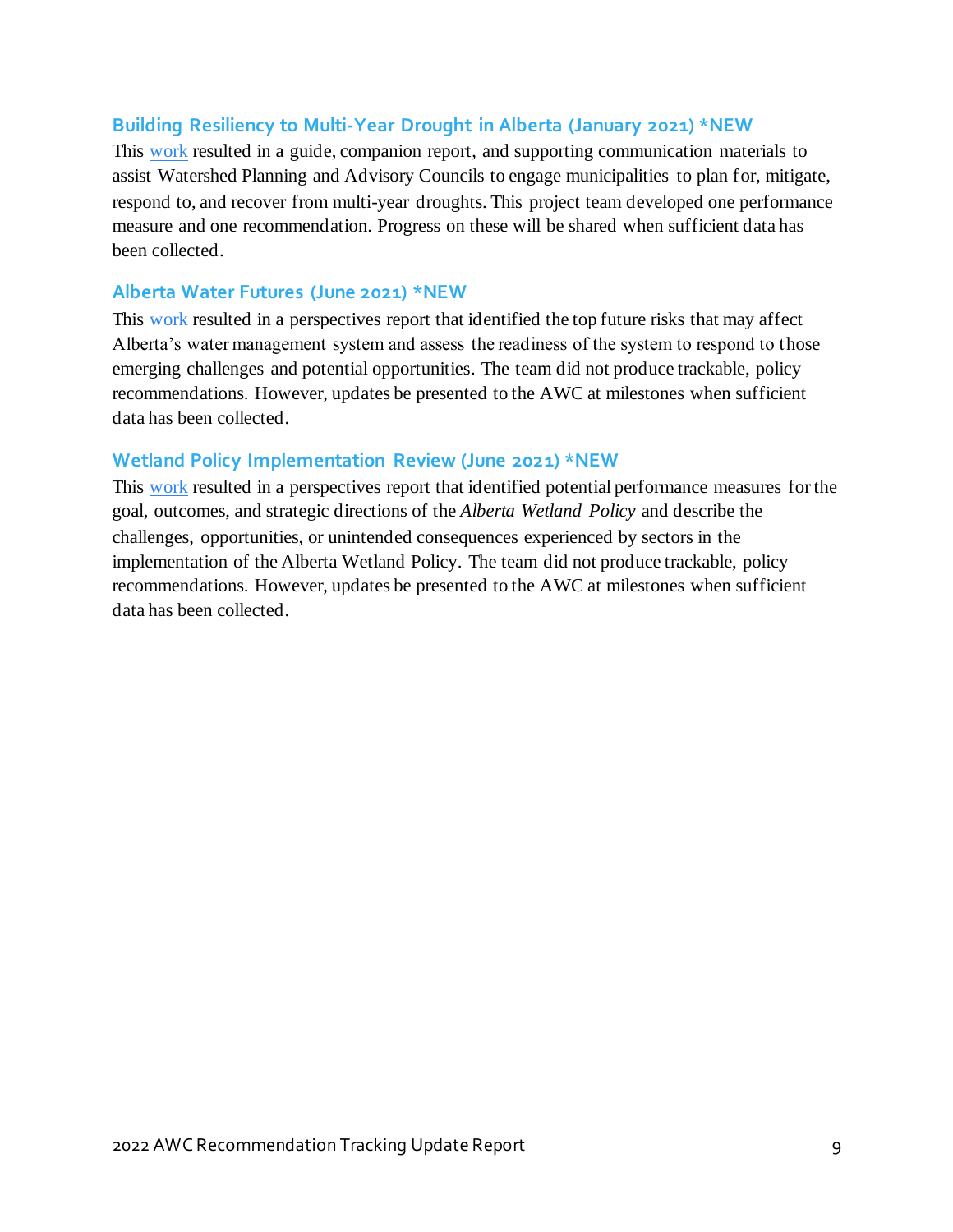### Building Resiliency to Multi-Year Drought in Alberta (January 2021) *NEW

This work resulted in a guide, companion report, and supporting communication materials to assist Watershed Planning and Advisory Councils to engage municipalities to plan for, mitigate, respond to, and recover from multi-year droughts. This project team developed one performance measure and one recommendation. Progress on these will be shared when sufficient data has been collected.

### Alberta Water Futures (June 2021) *NEW

This work resulted in a perspectives report that identified the top future risks that may affect Alberta's water management system and assess the readiness of the system to respond to those emerging challenges and potential opportunities. The team did not produce trackable, policy recommendations. However, updates be presented to the AWC at milestones when sufficient data has been collected.

### Wetland Policy Implementation Review (June 2021) *NEW

This work resulted in a perspectives report that identified potential performance measures for the goal, outcomes, and strategic directions of the *Alberta Wetland Policy* and describe the challenges, opportunities, or unintended consequences experienced by sectors in the implementation of the Alberta Wetland Policy. The team did not produce trackable, policy recommendations. However, updates be presented to the AWC at milestones when sufficient data has been collected.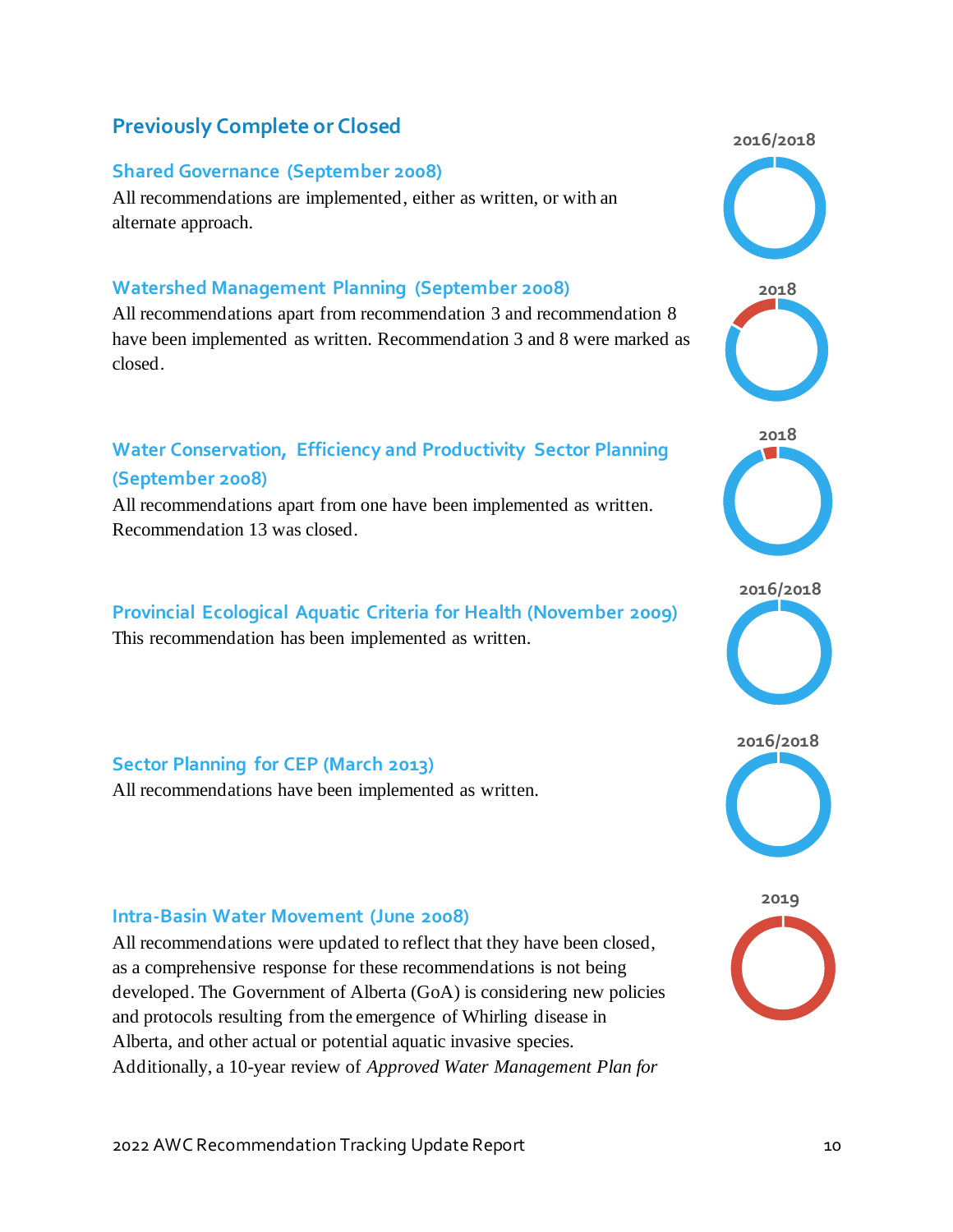## Previously Complete or Closed

### Shared Governance (September 2008)

All recommendations are implemented, either as written, or with an alternate approach.

2016/2018

### Watershed Management Planning (September 2008)

All recommendations apart from recommendation 3 and recommendation 8 have been implemented as written. Recommendation 3 and 8 were marked as closed.

2018

### Water Conservation, Efficiency and Productivity Sector Planning (September 2008)

All recommendations apart from one have been implemented as written. Recommendation 13 was closed.

2018

### Provincial Ecological Aquatic Criteria for Health (November 2009)

This recommendation has been implemented as written.

2016/2018

### Sector Planning for CEP (March 2013)

All recommendations have been implemented as written.

2016/2018

### Intra-Basin Water Movement (June 2008)

All recommendations were updated to reflect that they have been closed, as a comprehensive response for these recommendations is not being developed. The Government of Alberta (GoA) is considering new policies and protocols resulting from the emergence of Whirling disease in Alberta, and other actual or potential aquatic invasive species. Additionally, a 10-year review of *Approved Water Management Plan for*

2019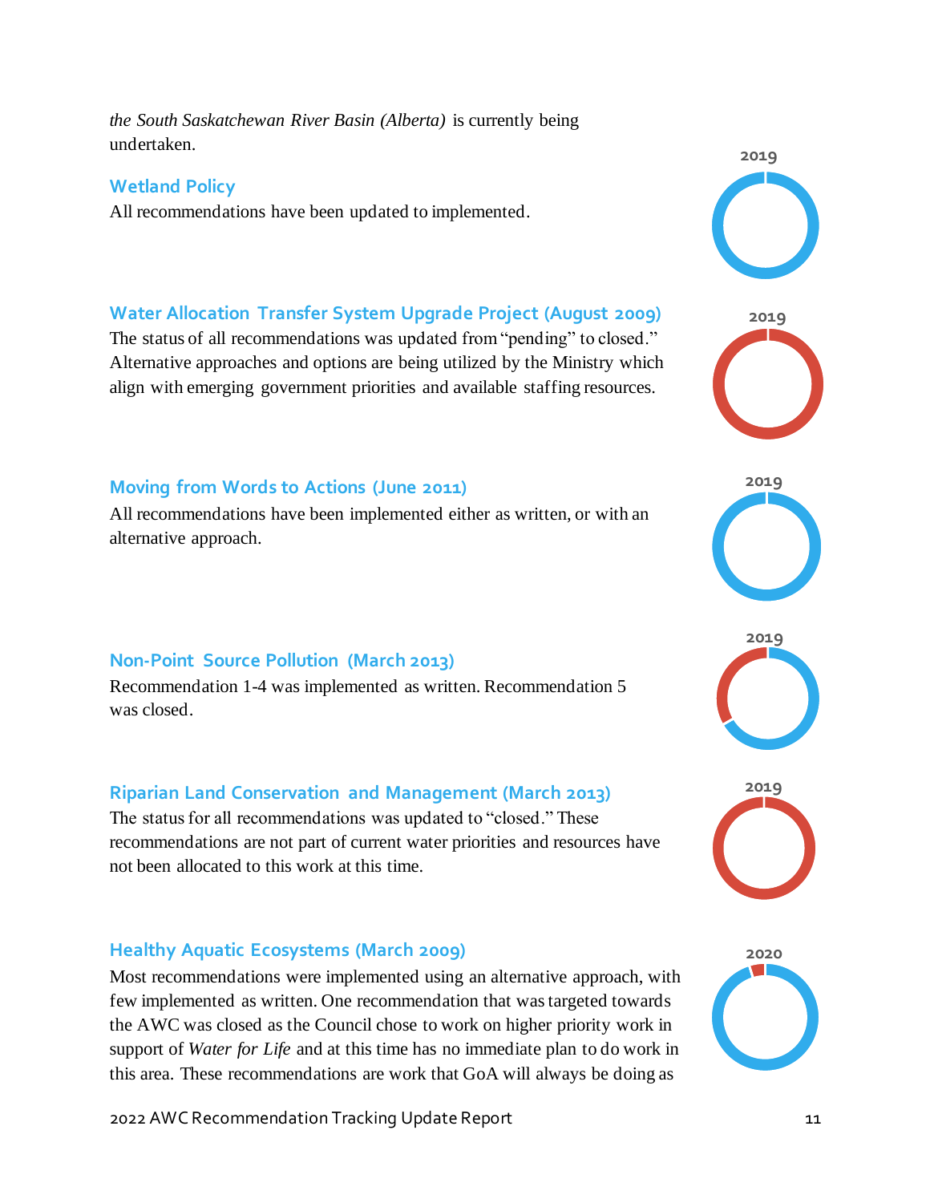*the South Saskatchewan River Basin (Alberta)* is currently being undertaken.

### Wetland Policy

All recommendations have been updated to implemented.

2019

### Water Allocation Transfer System Upgrade Project (August 2009)

The status of all recommendations was updated from "pending" to closed." Alternative approaches and options are being utilized by the Ministry which align with emerging government priorities and available staffing resources.

2019

### Moving from Words to Actions (June 2011)

All recommendations have been implemented either as written, or with an alternative approach.

2019

### Non-Point Source Pollution (March 2013)

Recommendation 1-4 was implemented as written. Recommendation 5 was closed.

2019

### Riparian Land Conservation and Management (March 2013)

The status for all recommendations was updated to "closed." These recommendations are not part of current water priorities and resources have not been allocated to this work at this time.

2019

### Healthy Aquatic Ecosystems (March 2009)

Most recommendations were implemented using an alternative approach, with few implemented as written. One recommendation that was targeted towards the AWC was closed as the Council chose to work on higher priority work in support of *Water for Life* and at this time has no immediate plan to do work in this area. These recommendations are work that GoA will always be doing as

2020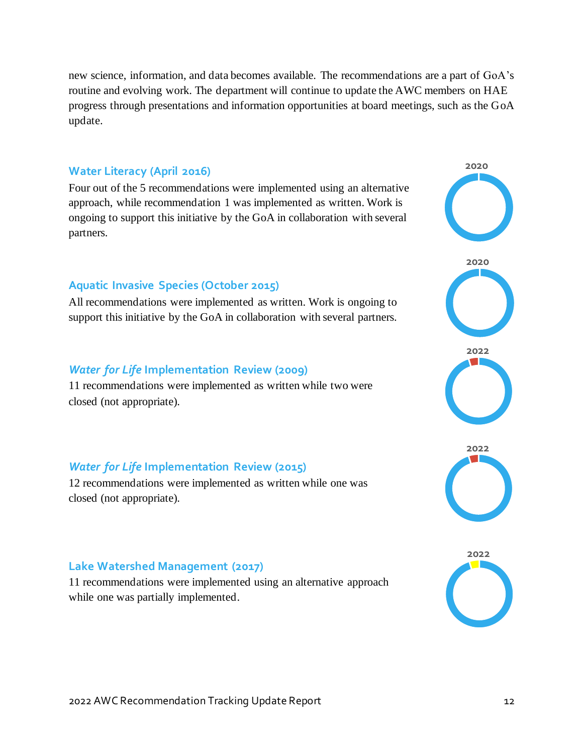new science, information, and data becomes available. The recommendations are a part of GoA's routine and evolving work. The department will continue to update the AWC members on HAE progress through presentations and information opportunities at board meetings, such as the GoA update.

### Water Literacy (April 2016)

2020

Four out of the 5 recommendations were implemented using an alternative approach, while recommendation 1 was implemented as written. Work is ongoing to support this initiative by the GoA in collaboration with several partners.

### Aquatic Invasive Species (October 2015)

2020

All recommendations were implemented as written. Work is ongoing to support this initiative by the GoA in collaboration with several partners.

### *Water for Life* Implementation Review (2009)

2022

11 recommendations were implemented as written while two were closed (not appropriate).

### *Water for Life* Implementation Review (2015)

2022

12 recommendations were implemented as written while one was closed (not appropriate).

### Lake Watershed Management (2017)

2022

11 recommendations were implemented using an alternative approach while one was partially implemented.